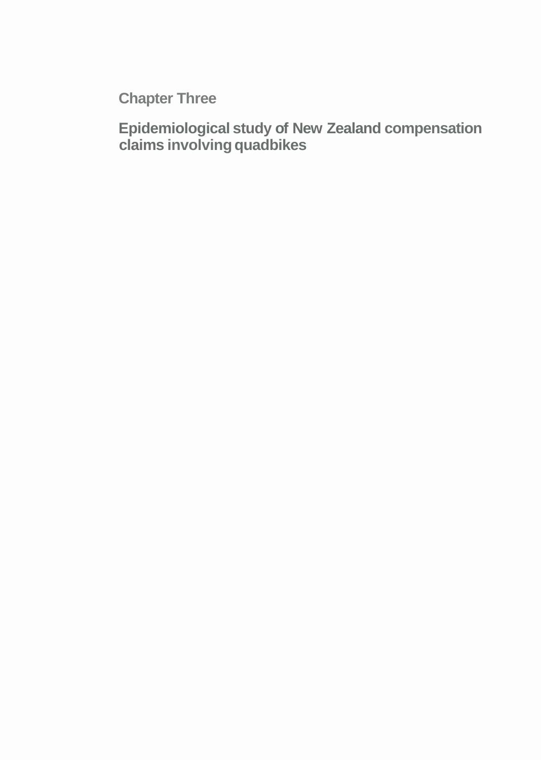# Chapter Three

## Epidemiological study of New Zealand compensation claims involving quadbikes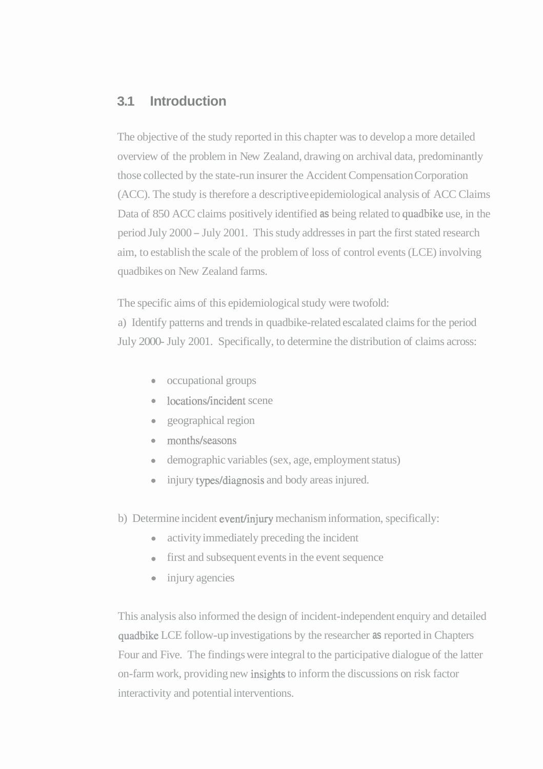## 3.1 Introduction

The objective of the study reported in this chapter was to develop a more detailed overview of the problem in New Zealand, drawing on archival data, predominantly those collected by the state-run insurer the Accident Compensation Corporation (ACC). The study is therefore a descriptive epidemiological analysis of ACC Claims Data of 850 ACC claims positively identified as being related to quadbike use, in the period July 2000 – July 2001. This study addresses in part the first stated research aim, to establish the scale of the problem of loss of control events (LCE) involving quadbikes on New Zealand farms.

The specific aims of this epidemiological study were twofold:

a) Identify patterns and trends in quadbike-related escalated claims for the period July 2000- July 2001. Specifically, to determine the distribution of claims across:

- occupational groups
- locations/incident scene
- geographical region
- months/seasons
- demographic variables (sex, age, employment status)
- injury types/diagnosis and body areas injured.

b) Determine incident event/injury mechanism information, specifically:

- activity immediately preceding the incident
- first and subsequent events in the event sequence
- injury agencies

This analysis also informed the design of incident-independent enquiry and detailed quadbike LCE follow-up investigations by the researcher as reported in Chapters Four and Five. The findings were integral to the participative dialogue of the latter on-farm work, providing new insights to inform the discussions on risk factor interactivity and potential interventions.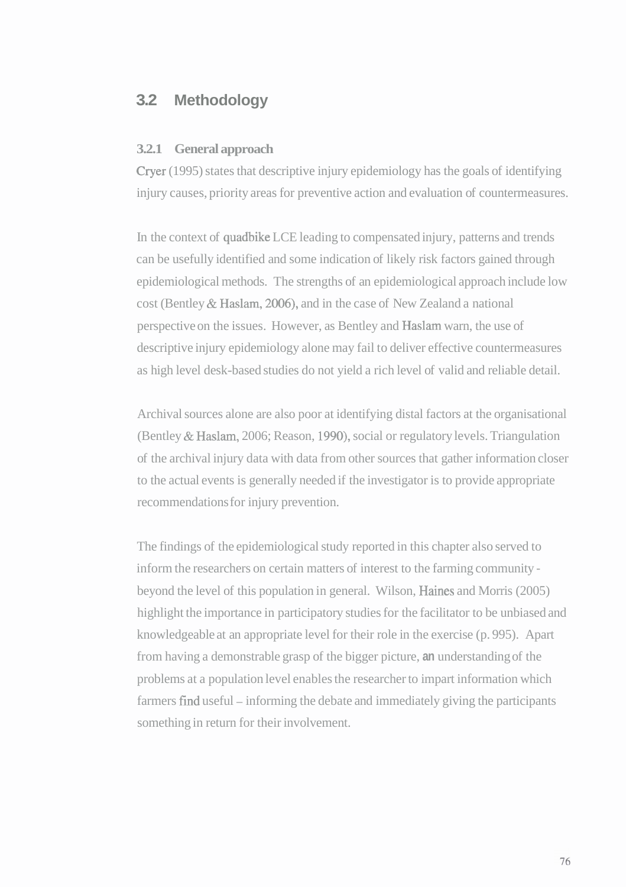## 3.2 Methodology

### 3.2.1 General approach

Cryer (1995) states that descriptive injury epidemiology has the goals of identifying injury causes, priority areas for preventive action and evaluation of countermeasures.

In the context of quadbike LCE leading to compensated injury, patterns and trends can be usefully identified and some indication of likely risk factors gained through epidemiological methods. The strengths of an epidemiological approach include low cost (Bentley & Haslam, 2006), and in the case of New Zealand a national perspective on the issues. However, as Bentley and Haslam warn, the use of descriptive injury epidemiology alone may fail to deliver effective countermeasures as high level desk-based studies do not yield a rich level of valid and reliable detail.

Archival sources alone are also poor at identifying distal factors at the organisational (Bentley & Haslam, 2006; Reason, 1990), social or regulatory levels. Triangulation of the archival injury data with data from other sources that gather information closer to the actual events is generally needed if the investigator is to provide appropriate recommendations for injury prevention.

The findings of the epidemiological study reported in this chapter also served to inform the researchers on certain matters of interest to the farming community - beyond the level of this population in general. Wilson, Haines and Morris (2005) highlight the importance in participatory studies for the facilitator to be unbiased and knowledgeable at an appropriate level for their role in the exercise (p. 995). Apart from having a demonstrable grasp of the bigger picture, an understanding of the problems at a population level enables the researcher to impart information which farmers find useful – informing the debate and immediately giving the participants something in return for their involvement.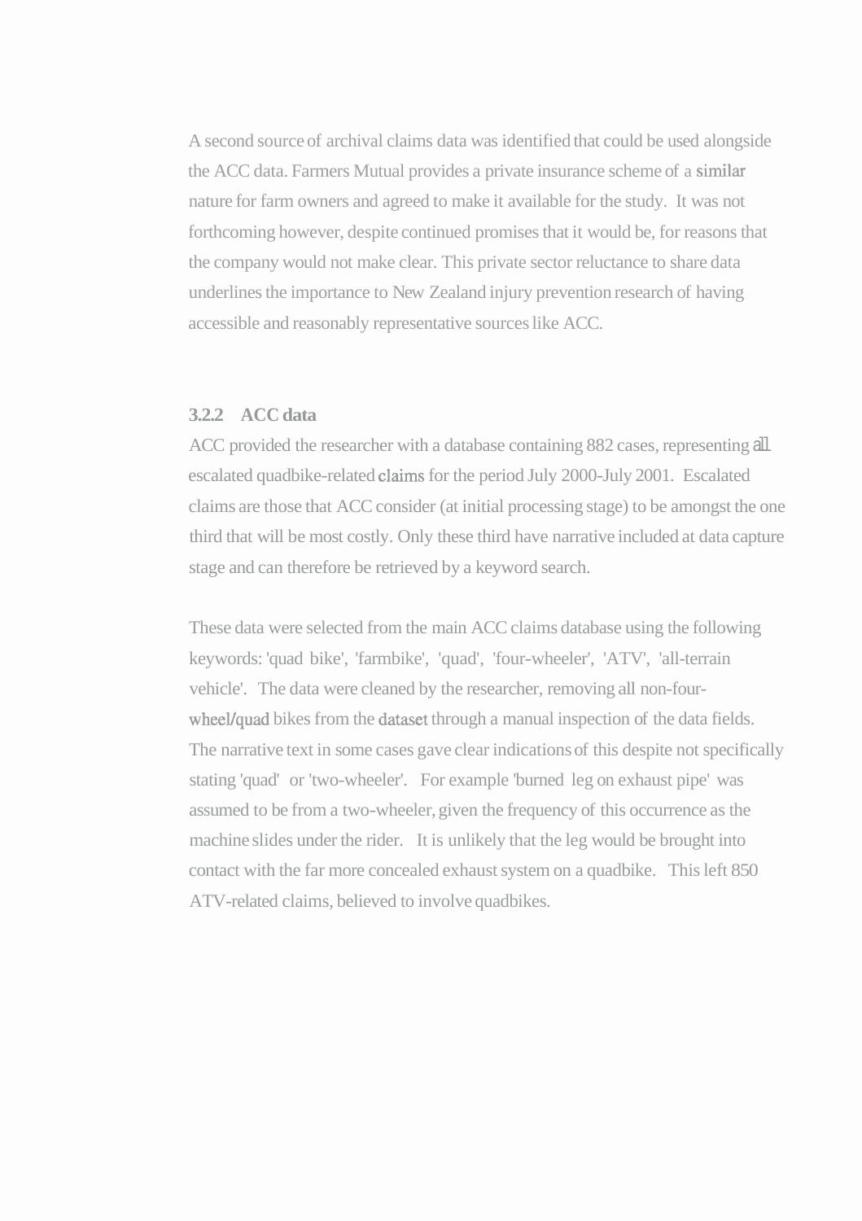A second source of archival claims data was identified that could be used alongside the ACC data. Farmers Mutual provides a private insurance scheme of a similar nature for farm owners and agreed to make it available for the study. It was not forthcoming however, despite continued promises that it would be, for reasons that the company would not make clear. This private sector reluctance to share data underlines the importance to New Zealand injury prevention research of having accessible and reasonably representative sources like ACC.

### 3.2.2 ACC data

ACC provided the researcher with a database containing 882 cases, representing all escalated quadbike-related claims for the period July 2000-July 2001. Escalated claims are those that ACC consider (at initial processing stage) to be amongst the one third that will be most costly. Only these third have narrative included at data capture stage and can therefore be retrieved by a keyword search.

These data were selected from the main ACC claims database using the following keywords: 'quad bike', 'farmbike', 'quad', 'four-wheeler', 'ATV', 'all-terrain vehicle'. The data were cleaned by the researcher, removing all non-four-wheel/quad bikes from the dataset through a manual inspection of the data fields. The narrative text in some cases gave clear indications of this despite not specifically stating 'quad' or 'two-wheeler'. For example 'burned leg on exhaust pipe' was assumed to be from a two-wheeler, given the frequency of this occurrence as the machine slides under the rider. It is unlikely that the leg would be brought into contact with the far more concealed exhaust system on a quadbike. This left 850 ATV-related claims, believed to involve quadbikes.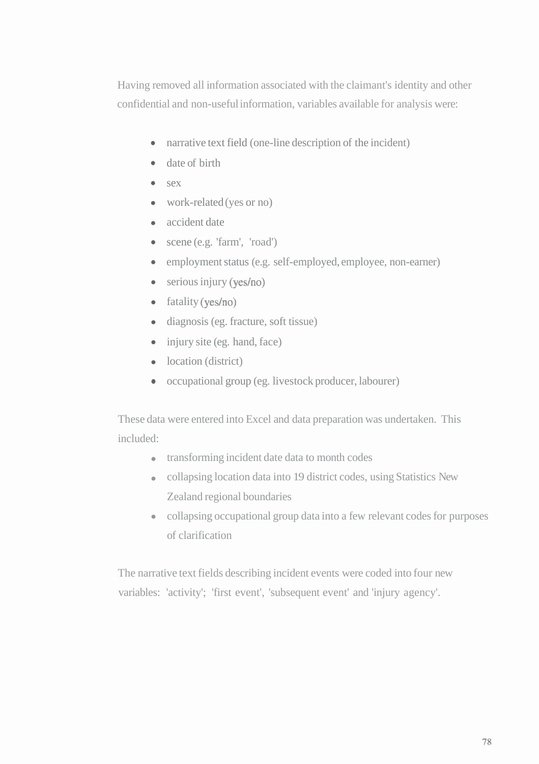Having removed all information associated with the claimant's identity and other confidential and non-useful information, variables available for analysis were:

- narrative text field (one-line description of the incident)
- date of birth
- sex
- work-related (yes or no)
- accident date
- scene (e.g. 'farm', 'road')
- employment status (e.g. self-employed, employee, non-earner)
- serious injury (yes/no)
- fatality (yes/no)
- diagnosis (eg. fracture, soft tissue)
- injury site (eg. hand, face)
- location (district)
- occupational group (eg. livestock producer, labourer)

These data were entered into Excel and data preparation was undertaken. This included:

- transforming incident date data to month codes
- collapsing location data into 19 district codes, using Statistics New Zealand regional boundaries
- collapsing occupational group data into a few relevant codes for purposes of clarification

The narrative text fields describing incident events were coded into four new variables: 'activity'; 'first event', 'subsequent event' and 'injury agency'.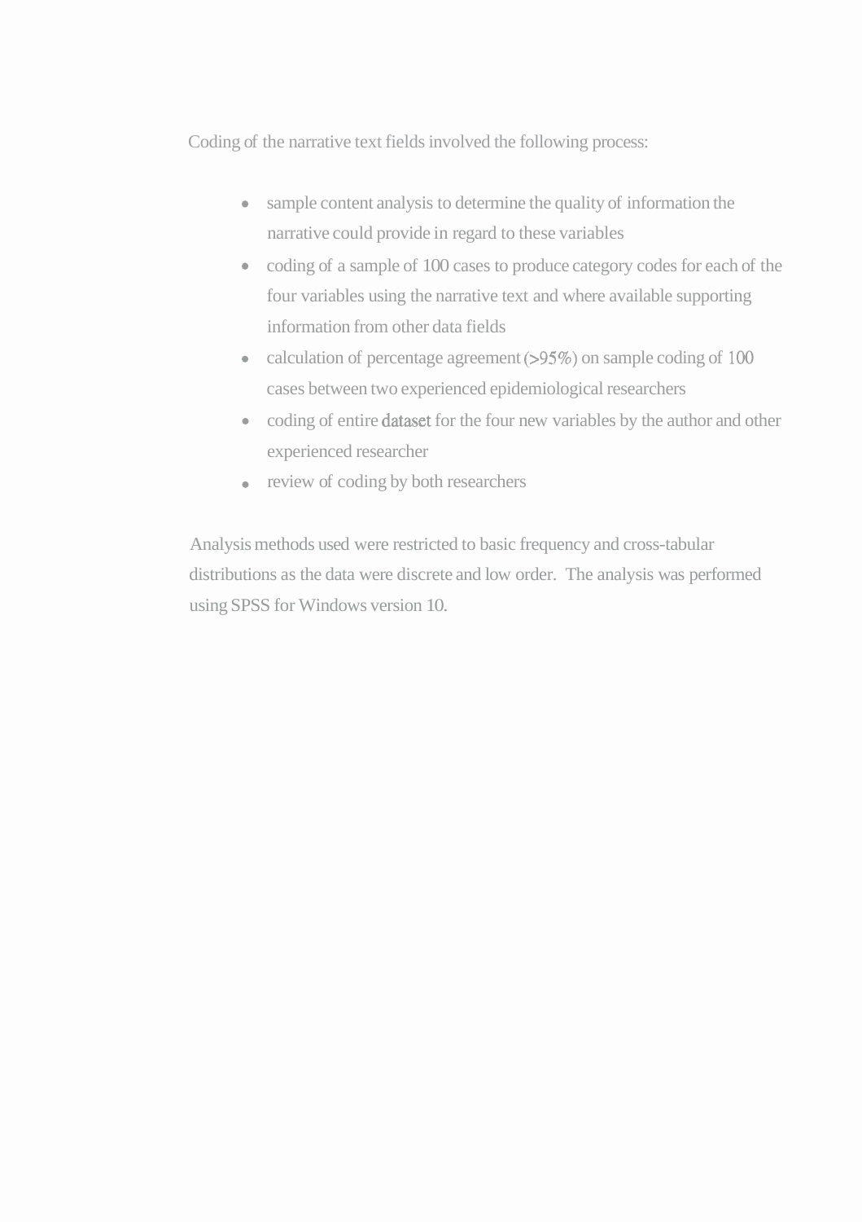Coding of the narrative text fields involved the following process:

- sample content analysis to determine the quality of information the narrative could provide in regard to these variables
- coding of a sample of 100 cases to produce category codes for each of the four variables using the narrative text and where available supporting information from other data fields
- calculation of percentage agreement (>95%) on sample coding of 100 cases between two experienced epidemiological researchers
- coding of entire dataset for the four new variables by the author and other experienced researcher
- review of coding by both researchers

Analysis methods used were restricted to basic frequency and cross-tabular distributions as the data were discrete and low order. The analysis was performed using SPSS for Windows version 10.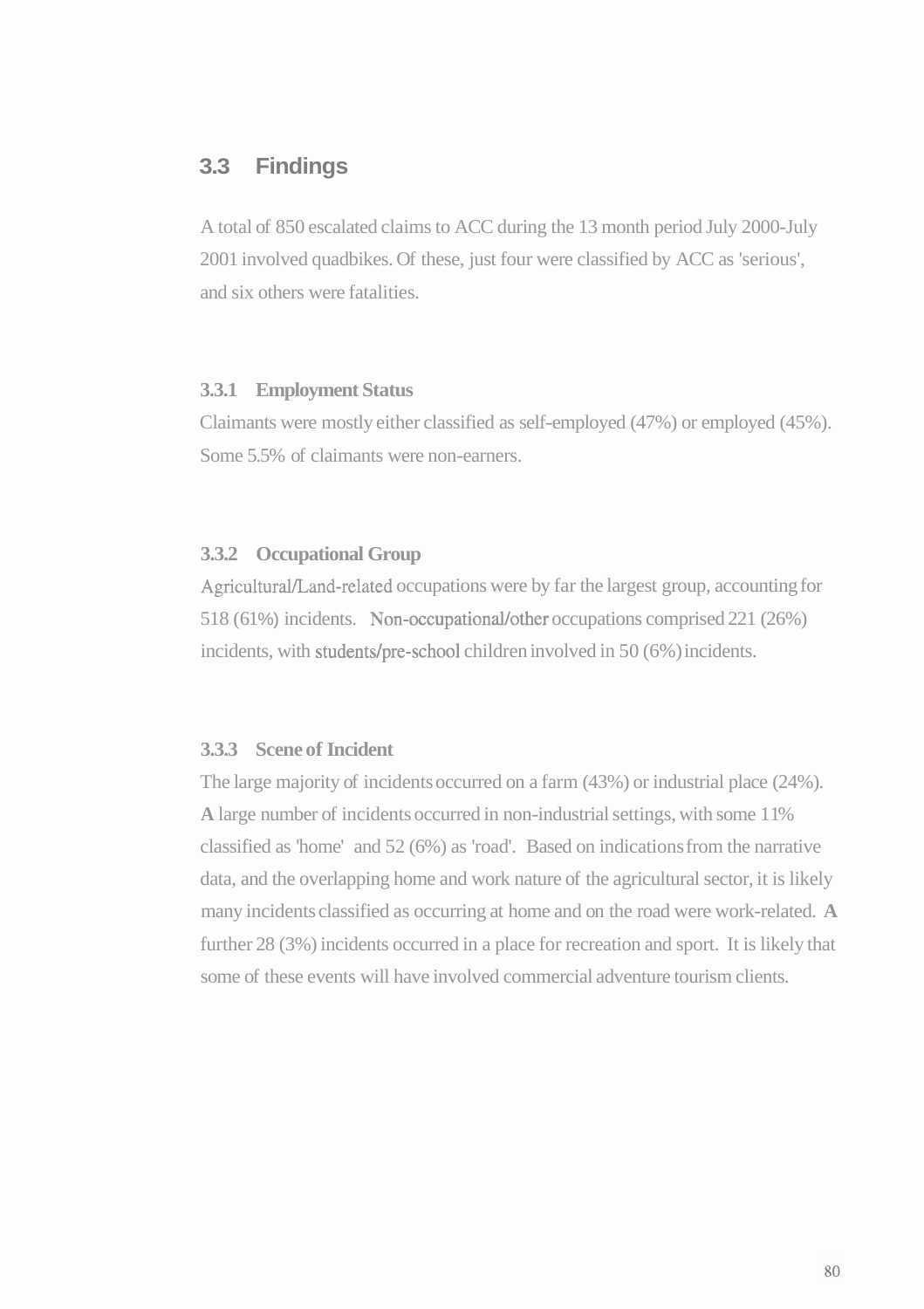## 3.3 Findings

A total of 850 escalated claims to ACC during the 13 month period July 2000-July 2001 involved quadbikes. Of these, just four were classified by ACC as 'serious', and six others were fatalities.

### 3.3.1 Employment Status

Claimants were mostly either classified as self-employed (47%) or employed (45%). Some 5.5% of claimants were non-earners.

### 3.3.2 Occupational Group

Agricultural/Land-related occupations were by far the largest group, accounting for 518 (61%) incidents. Non-occupational/other occupations comprised 221 (26%) incidents, with students/pre-school children involved in 50 (6%) incidents.

### 3.3.3 Scene of Incident

The large majority of incidents occurred on a farm (43%) or industrial place (24%). A large number of incidents occurred in non-industrial settings, with some 11% classified as 'home' and 52 (6%) as 'road'. Based on indications from the narrative data, and the overlapping home and work nature of the agricultural sector, it is likely many incidents classified as occurring at home and on the road were work-related. A further 28 (3%) incidents occurred in a place for recreation and sport. It is likely that some of these events will have involved commercial adventure tourism clients.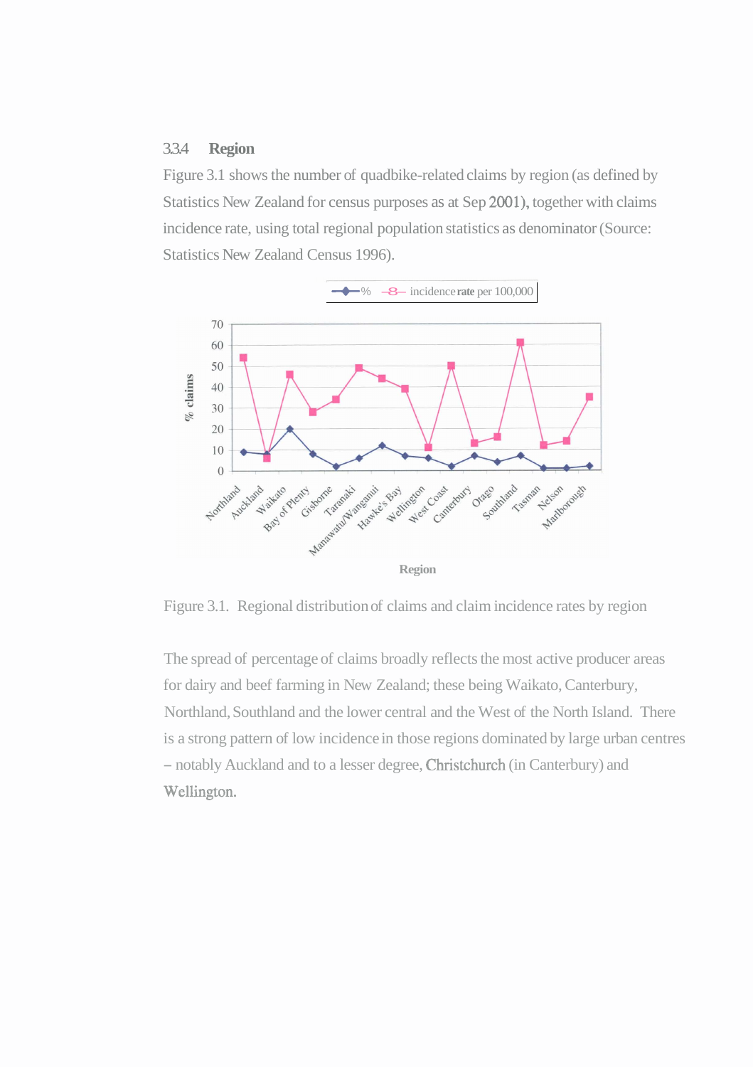### 3.3.4 Region

Figure 3.1 shows the number of quadbike-related claims by region (as defined by Statistics New Zealand for census purposes as at Sep 2001), together with claims incidence rate, using total regional population statistics as denominator (Source: Statistics New Zealand Census 1996).

Figure 3.1. Regional distribution of claims and claim incidence rates by region

The spread of percentage of claims broadly reflects the most active producer areas for dairy and beef farming in New Zealand; these being Waikato, Canterbury, Northland, Southland and the lower central and the West of the North Island. There is a strong pattern of low incidence in those regions dominated by large urban centres – notably Auckland and to a lesser degree, Christchurch (in Canterbury) and Wellington.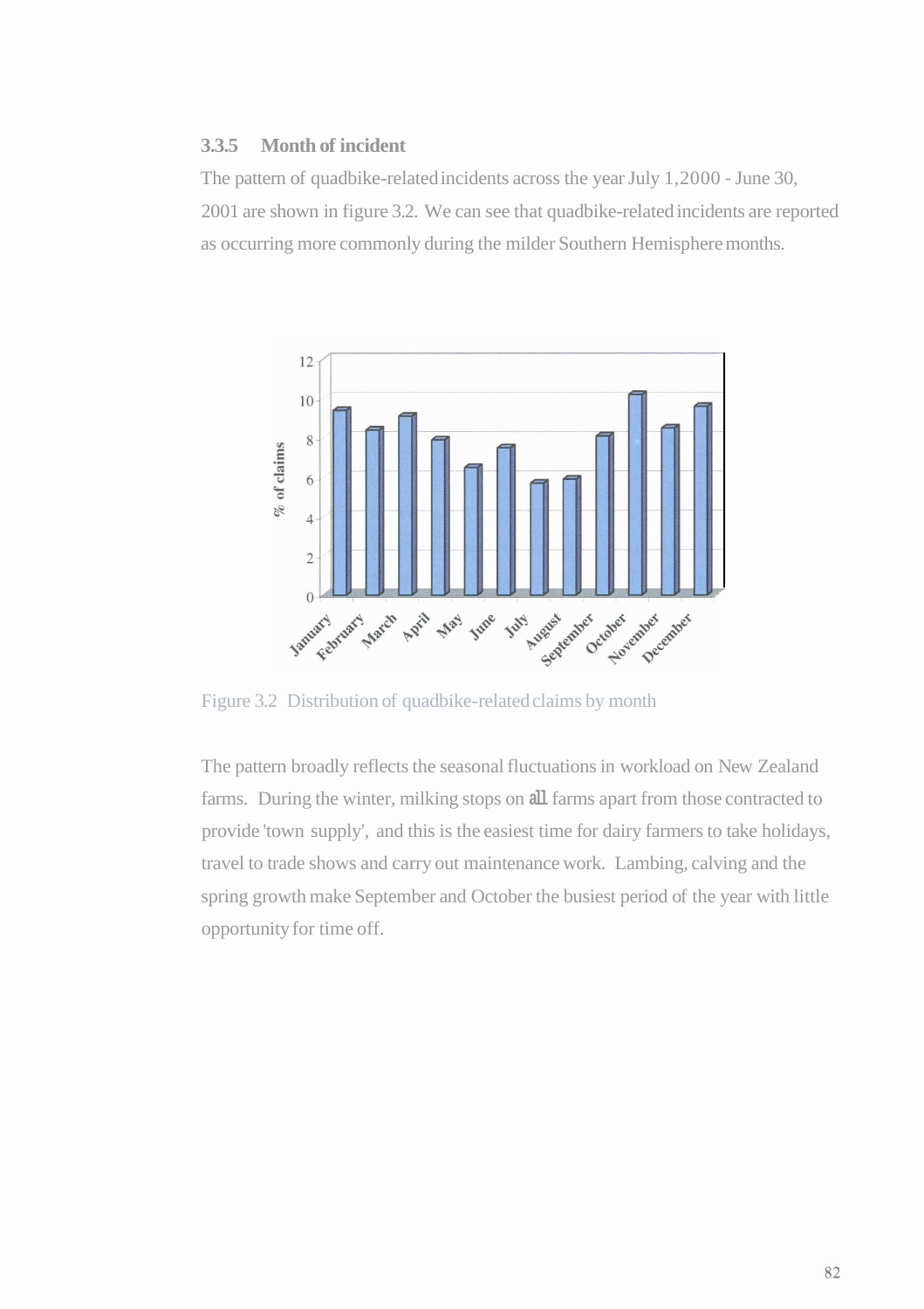### 3.3.5 Month of incident

The pattern of quadbike-related incidents across the year July 1,2000 - June 30, 2001 are shown in figure 3.2. We can see that quadbike-related incidents are reported as occurring more commonly during the milder Southern Hemisphere months.

Figure 3.2 Distribution of quadbike-related claims by month

The pattern broadly reflects the seasonal fluctuations in workload on New Zealand farms. During the winter, milking stops on all farms apart from those contracted to provide 'town supply', and this is the easiest time for dairy farmers to take holidays, travel to trade shows and carry out maintenance work. Lambing, calving and the spring growth make September and October the busiest period of the year with little opportunity for time off.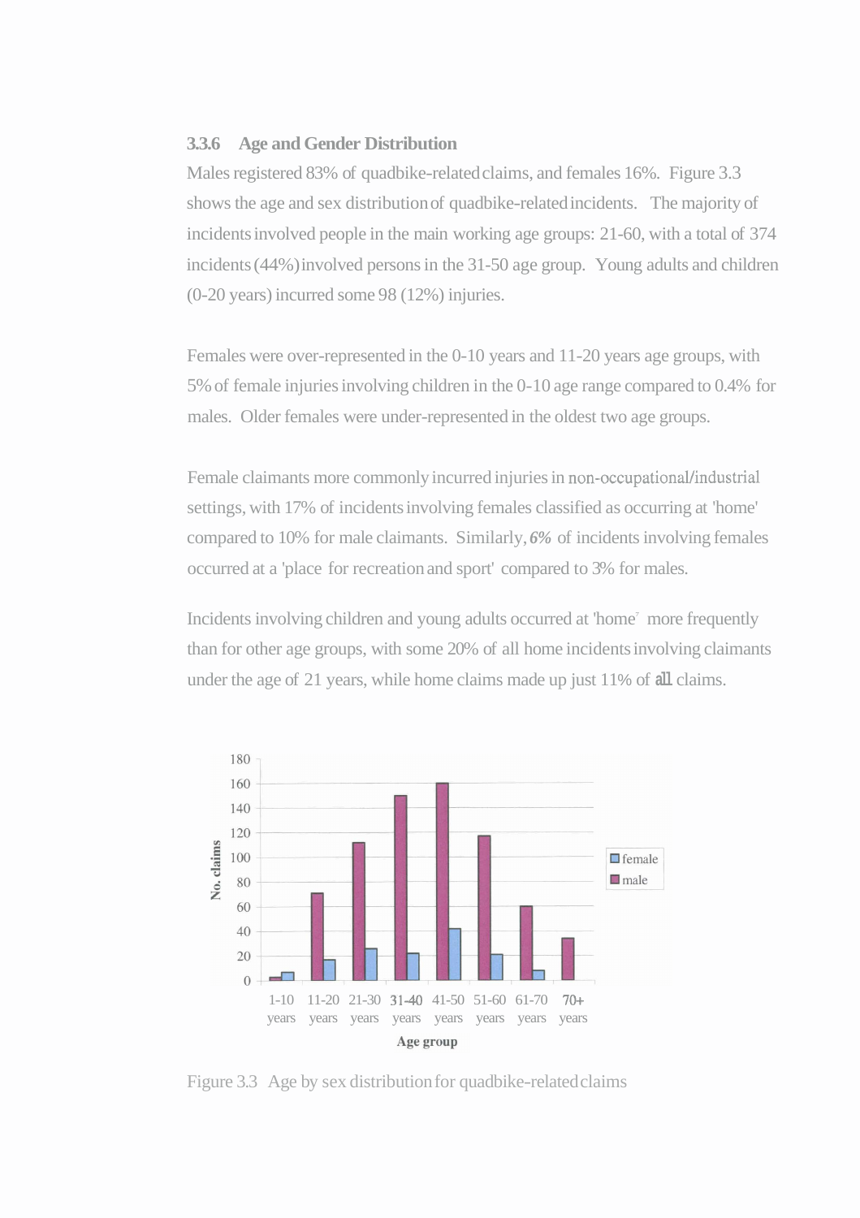### 3.3.6 Age and Gender Distribution

Males registered 83% of quadbike-related claims, and females 16%. Figure 3.3 shows the age and sex distribution of quadbike-related incidents. The majority of incidents involved people in the main working age groups: 21-60, with a total of 374 incidents (44%) involved persons in the 31-50 age group. Young adults and children (0-20 years) incurred some 98 (12%) injuries.

Females were over-represented in the 0-10 years and 11-20 years age groups, with 5% of female injuries involving children in the 0-10 age range compared to 0.4% for males. Older females were under-represented in the oldest two age groups.

Female claimants more commonly incurred injuries in non-occupational/industrial settings, with 17% of incidents involving females classified as occurring at 'home' compared to 10% for male claimants. Similarly, *6%* of incidents involving females occurred at a 'place for recreation and sport' compared to 3% for males.

Incidents involving children and young adults occurred at 'home' more frequently than for other age groups, with some 20% of all home incidents involving claimants under the age of 21 years, while home claims made up just 11% of all claims.

Figure 3.3 Age by sex distribution for quadbike-related claims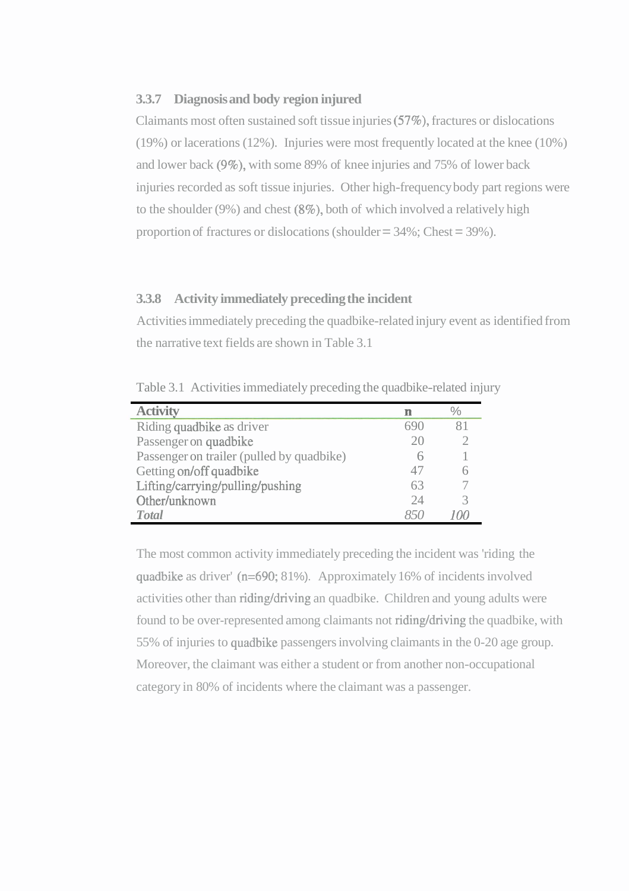### 3.3.7 Diagnosis and body region injured

Claimants most often sustained soft tissue injuries (57%), fractures or dislocations (19%) or lacerations (12%). Injuries were most frequently located at the knee (10%) and lower back (9%), with some 89% of knee injuries and 75% of lower back injuries recorded as soft tissue injuries. Other high-frequency body part regions were to the shoulder (9%) and chest (8%), both of which involved a relatively high proportion of fractures or dislocations (shoulder = 34%; Chest = 39%).

### 3.3.8 Activity immediately preceding the incident

Activities immediately preceding the quadbike-related injury event as identified from the narrative text fields are shown in Table 3.1

Table 3.1 Activities immediately preceding the quadbike-related injury

| Activity | n | % |
|---|---|---|
| Riding quadbike as driver | 690 | 81 |
| Passenger on quadbike | 20 | 2 |
| Passenger on trailer (pulled by quadbike) | 6 | 1 |
| Getting on/off quadbike | 47 | 6 |
| Lifting/carrying/pulling/pushing | 63 | 7 |
| Other/unknown | 24 | 3 |
| *Total* | *850* | *100* |

The most common activity immediately preceding the incident was 'riding the quadbike as driver' (n=690; 81%). Approximately 16% of incidents involved activities other than riding/driving an quadbike. Children and young adults were found to be over-represented among claimants not riding/driving the quadbike, with 55% of injuries to quadbike passengers involving claimants in the 0-20 age group. Moreover, the claimant was either a student or from another non-occupational category in 80% of incidents where the claimant was a passenger.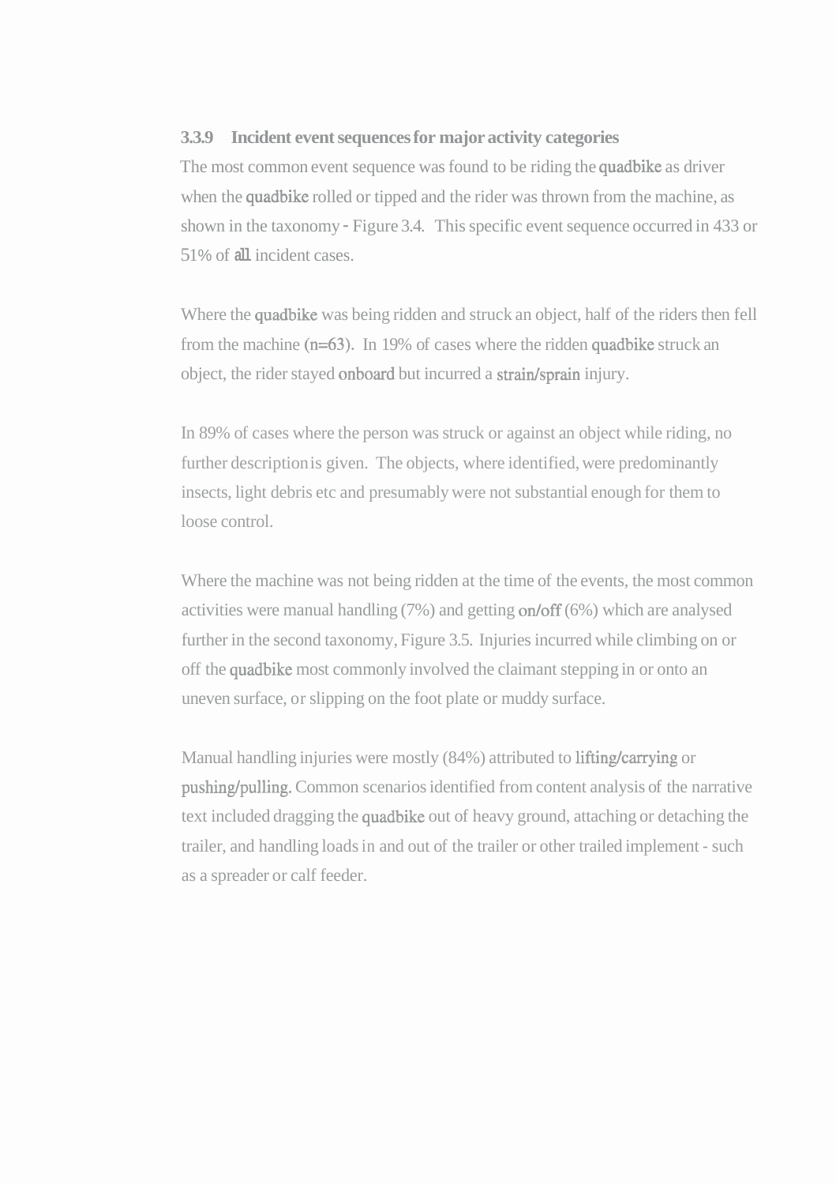### 3.3.9 Incident event sequences for major activity categories

The most common event sequence was found to be riding the quadbike as driver when the quadbike rolled or tipped and the rider was thrown from the machine, as shown in the taxonomy - Figure 3.4. This specific event sequence occurred in 433 or 51% of all incident cases.

Where the quadbike was being ridden and struck an object, half of the riders then fell from the machine (n=63). In 19% of cases where the ridden quadbike struck an object, the rider stayed onboard but incurred a strain/sprain injury.

In 89% of cases where the person was struck or against an object while riding, no further description is given. The objects, where identified, were predominantly insects, light debris etc and presumably were not substantial enough for them to loose control.

Where the machine was not being ridden at the time of the events, the most common activities were manual handling (7%) and getting on/off (6%) which are analysed further in the second taxonomy, Figure 3.5. Injuries incurred while climbing on or off the quadbike most commonly involved the claimant stepping in or onto an uneven surface, or slipping on the foot plate or muddy surface.

Manual handling injuries were mostly (84%) attributed to lifting/carrying or pushing/pulling. Common scenarios identified from content analysis of the narrative text included dragging the quadbike out of heavy ground, attaching or detaching the trailer, and handling loads in and out of the trailer or other trailed implement - such as a spreader or calf feeder.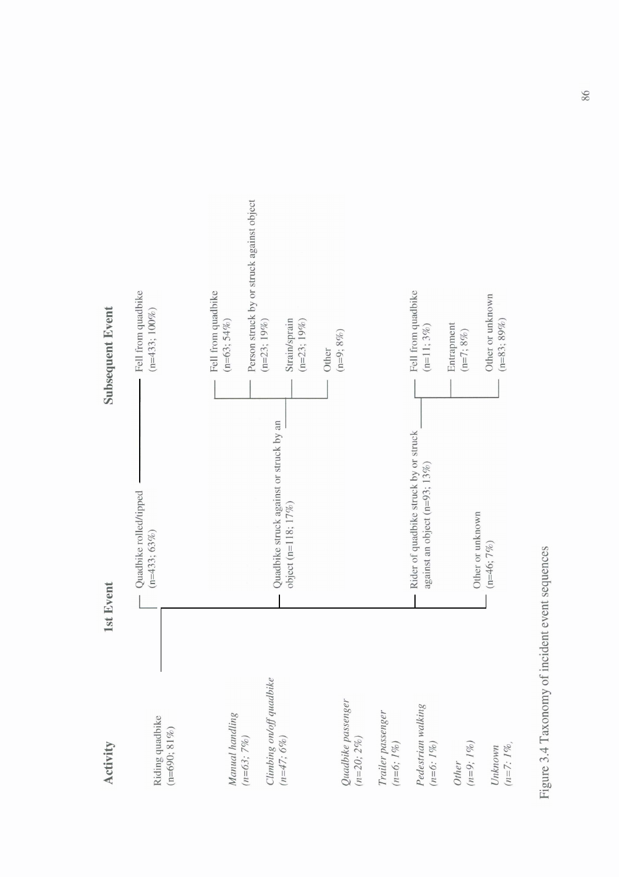| Activity | 1st Event | Subsequent Event |
| --- | --- | --- |
| Riding quadbike (n=690; 81%) | Quadbike rolled/tipped (n=433; 63%) | Fell from quadbike (n=433; 100%) |
| | Quadbike struck against or struck by an object (n=118; 17%) | Fell from quadbike (n=63; 54%) |
| | | Person struck by or struck against object (n=23; 19%) |
| | | Strain/sprain (n=23; 19%) |
| | | Other (n=9; 8%) |
| | Rider of quadbike struck by or struck against an object (n=93; 13%) | Fell from quadbike (n=11; 3%) |
| | | Entrapment (n=7; 8%) |
| | | Other or unknown (n=83; 89%) |
| | Other or unknown (n=46; 7%) | |
| *Manual handling (n=63; 7%)* | | |
| *Climbing on/off quadbike (n=47; 6%)* | | |
| *Quadbike passenger (n=20; 2%)* | | |
| *Trailer passenger (n=6; 1%)* | | |
| *Pedestrian walking (n=6: 1%)* | | |
| *Other (n=9; 1%)* | | |
| *Unknown (n=7: 1%,* | | |

Figure 3.4 Taxonomy of incident event sequences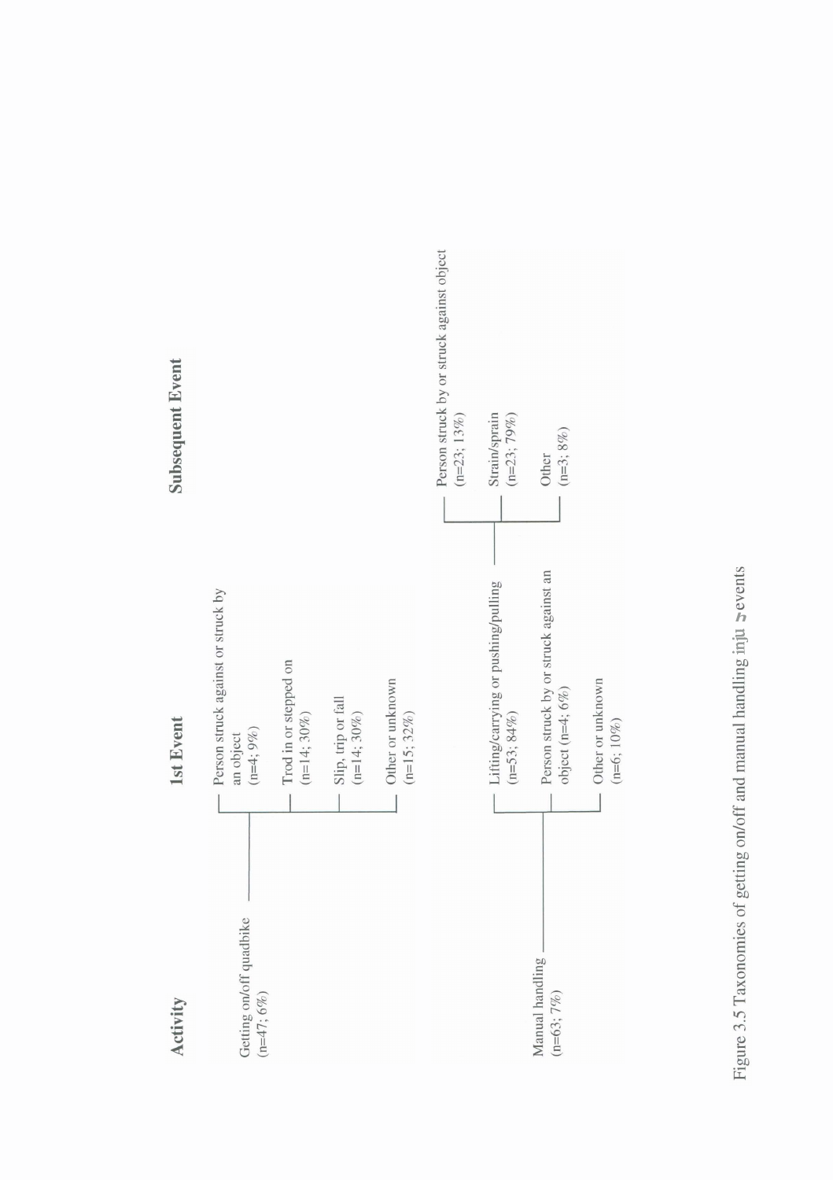| Activity | 1st Event | Subsequent Event |
|---|---|---|
| Getting on/off quadbike (n=47; 6%) | Person struck against or struck by an object (n=4; 9%) | |
| | Trod in or stepped on (n=14; 30%) | |
| | Slip, trip or fall (n=14; 30%) | |
| | Other or unknown (n=15; 32%) | |
| Manual handling (n=63; 7%) | Lifting/carrying or pushing/pulling (n=53; 84%) | Person struck by or struck against object (n=23; 13%) |
| | | Strain/sprain (n=23; 79%) |
| | | Other (n=3; 8%) |
| | Person struck by or struck against an object (n=4; 6%) | |
| | Other or unknown (n=6; 10%) | |

Figure 3.5 Taxonomies of getting on/off and manual handling inju events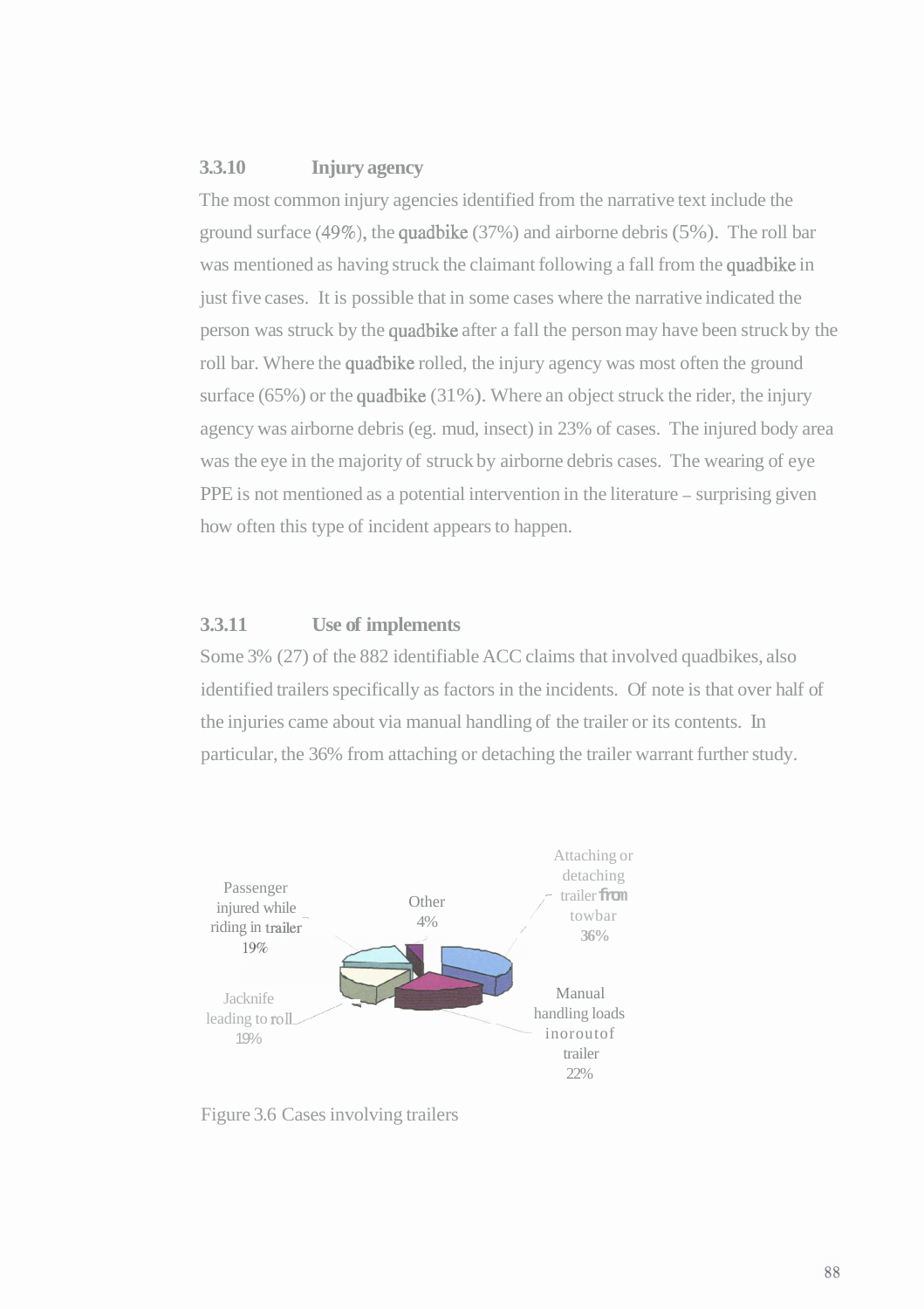### 3.3.10 Injury agency

The most common injury agencies identified from the narrative text include the ground surface (49%), the quadbike (37%) and airborne debris (5%). The roll bar was mentioned as having struck the claimant following a fall from the quadbike in just five cases. It is possible that in some cases where the narrative indicated the person was struck by the quadbike after a fall the person may have been struck by the roll bar. Where the quadbike rolled, the injury agency was most often the ground surface (65%) or the quadbike (31%). Where an object struck the rider, the injury agency was airborne debris (eg. mud, insect) in 23% of cases. The injured body area was the eye in the majority of struck by airborne debris cases. The wearing of eye PPE is not mentioned as a potential intervention in the literature – surprising given how often this type of incident appears to happen.

### 3.3.11 Use of implements

Some 3% (27) of the 882 identifiable ACC claims that involved quadbikes, also identified trailers specifically as factors in the incidents. Of note is that over half of the injuries came about via manual handling of the trailer or its contents. In particular, the 36% from attaching or detaching the trailer warrant further study.

| Category | Percentage |
|---|---|
| Attaching or detaching trailer from towbar | 36% |
| Manual handling loads in or out of trailer | 22% |
| Jacknife leading to roll | 19% |
| Passenger injured while riding in trailer | 19% |
| Other | 4% |

Figure 3.6 Cases involving trailers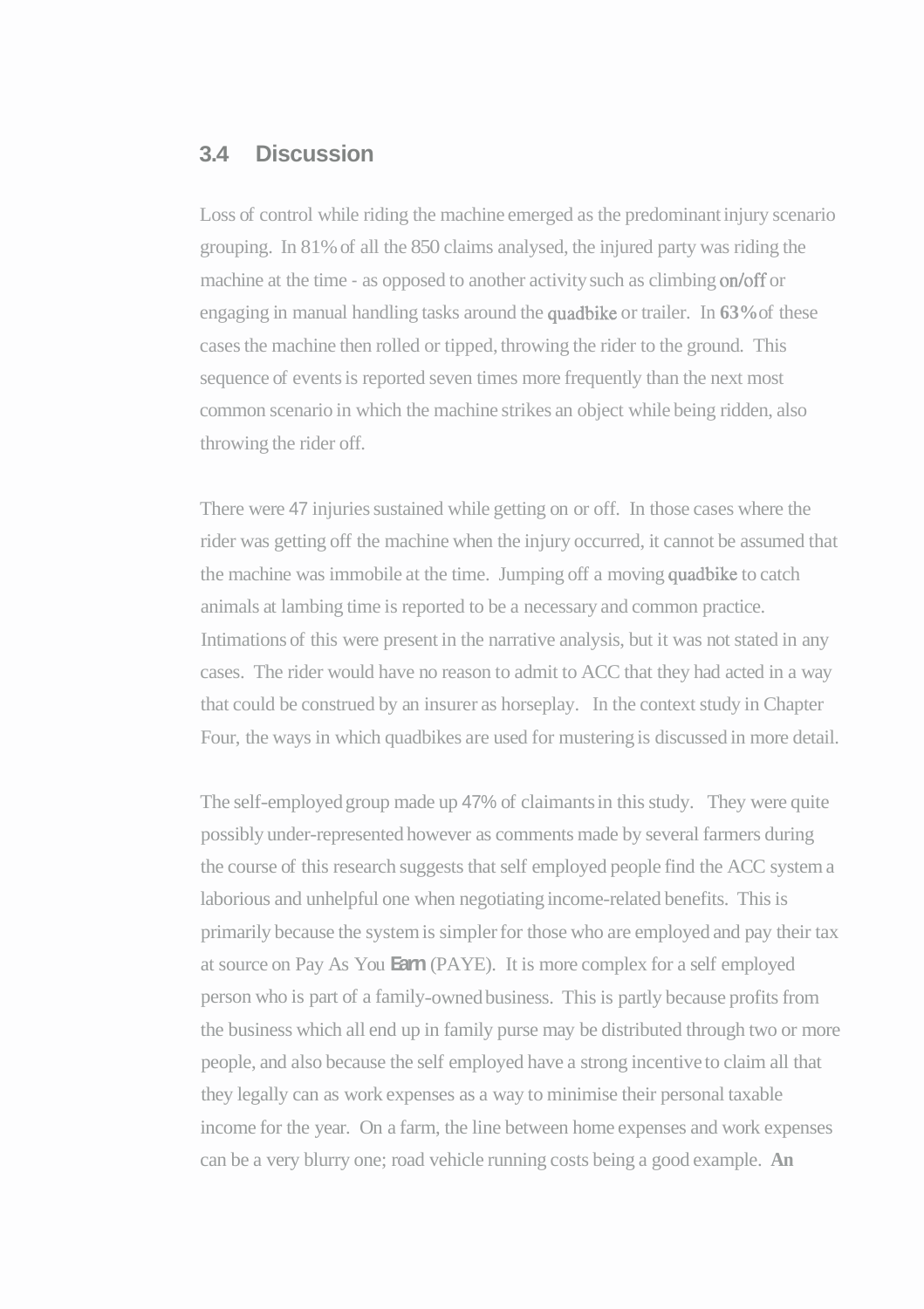## 3.4 Discussion

Loss of control while riding the machine emerged as the predominant injury scenario grouping. In 81% of all the 850 claims analysed, the injured party was riding the machine at the time - as opposed to another activity such as climbing on/off or engaging in manual handling tasks around the quadbike or trailer. In 63% of these cases the machine then rolled or tipped, throwing the rider to the ground. This sequence of events is reported seven times more frequently than the next most common scenario in which the machine strikes an object while being ridden, also throwing the rider off.

There were 47 injuries sustained while getting on or off. In those cases where the rider was getting off the machine when the injury occurred, it cannot be assumed that the machine was immobile at the time. Jumping off a moving quadbike to catch animals at lambing time is reported to be a necessary and common practice. Intimations of this were present in the narrative analysis, but it was not stated in any cases. The rider would have no reason to admit to ACC that they had acted in a way that could be construed by an insurer as horseplay. In the context study in Chapter Four, the ways in which quadbikes are used for mustering is discussed in more detail.

The self-employed group made up 47% of claimants in this study. They were quite possibly under-represented however as comments made by several farmers during the course of this research suggests that self employed people find the ACC system a laborious and unhelpful one when negotiating income-related benefits. This is primarily because the system is simpler for those who are employed and pay their tax at source on Pay As You Earn (PAYE). It is more complex for a self employed person who is part of a family-owned business. This is partly because profits from the business which all end up in family purse may be distributed through two or more people, and also because the self employed have a strong incentive to claim all that they legally can as work expenses as a way to minimise their personal taxable income for the year. On a farm, the line between home expenses and work expenses can be a very blurry one; road vehicle running costs being a good example. An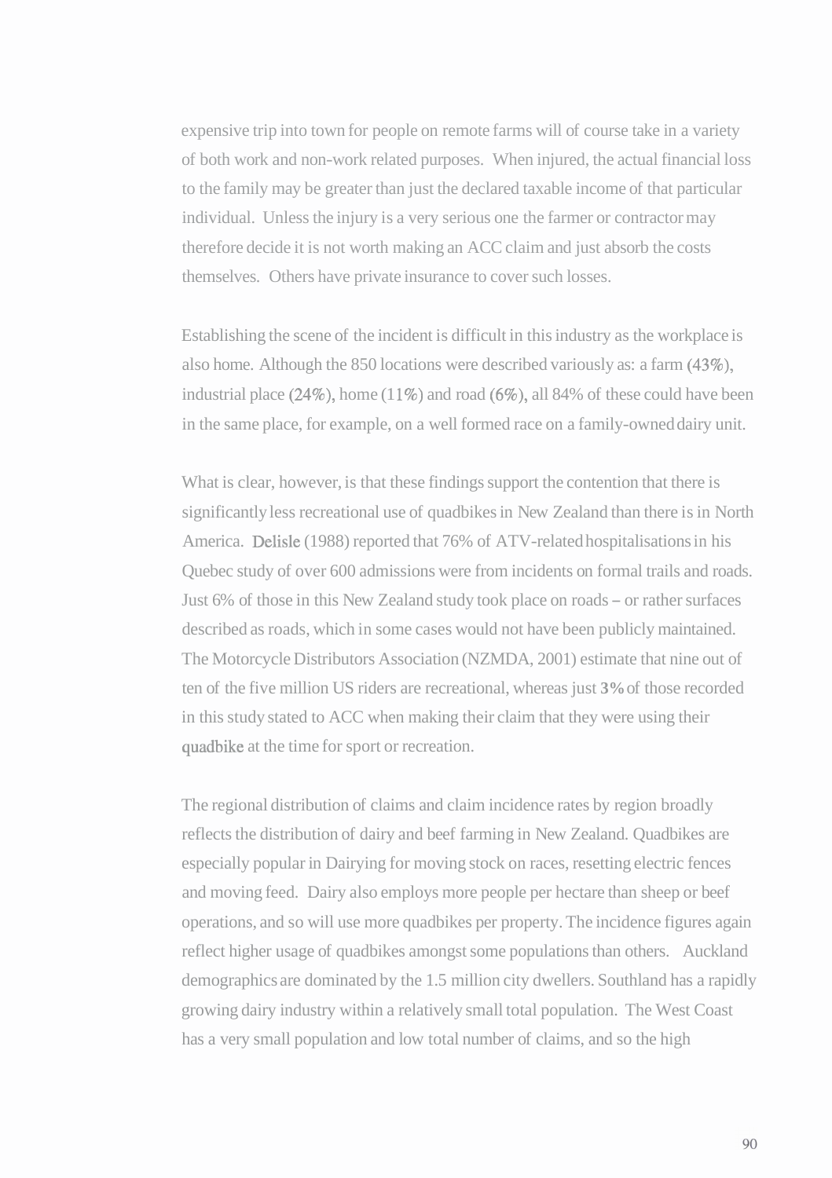expensive trip into town for people on remote farms will of course take in a variety of both work and non-work related purposes. When injured, the actual financial loss to the family may be greater than just the declared taxable income of that particular individual. Unless the injury is a very serious one the farmer or contractor may therefore decide it is not worth making an ACC claim and just absorb the costs themselves. Others have private insurance to cover such losses.

Establishing the scene of the incident is difficult in this industry as the workplace is also home. Although the 850 locations were described variously as: a farm (43%), industrial place (24%), home (11%) and road (6%), all 84% of these could have been in the same place, for example, on a well formed race on a family-owned dairy unit.

What is clear, however, is that these findings support the contention that there is significantly less recreational use of quadbikes in New Zealand than there is in North America. Delisle (1988) reported that 76% of ATV-related hospitalisations in his Quebec study of over 600 admissions were from incidents on formal trails and roads. Just 6% of those in this New Zealand study took place on roads – or rather surfaces described as roads, which in some cases would not have been publicly maintained. The Motorcycle Distributors Association (NZMDA, 2001) estimate that nine out of ten of the five million US riders are recreational, whereas just **3%** of those recorded in this study stated to ACC when making their claim that they were using their quadbike at the time for sport or recreation.

The regional distribution of claims and claim incidence rates by region broadly reflects the distribution of dairy and beef farming in New Zealand. Quadbikes are especially popular in Dairying for moving stock on races, resetting electric fences and moving feed. Dairy also employs more people per hectare than sheep or beef operations, and so will use more quadbikes per property. The incidence figures again reflect higher usage of quadbikes amongst some populations than others. Auckland demographics are dominated by the 1.5 million city dwellers. Southland has a rapidly growing dairy industry within a relatively small total population. The West Coast has a very small population and low total number of claims, and so the high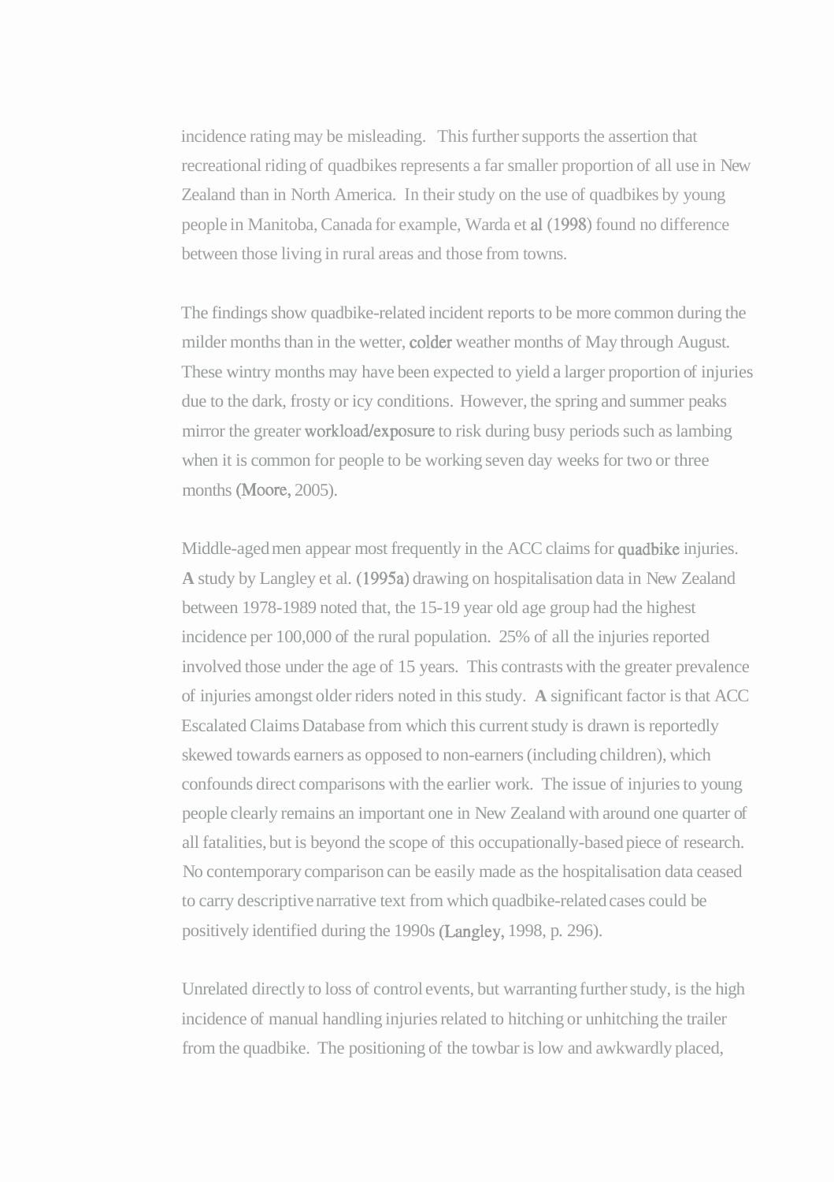incidence rating may be misleading. This further supports the assertion that recreational riding of quadbikes represents a far smaller proportion of all use in New Zealand than in North America. In their study on the use of quadbikes by young people in Manitoba, Canada for example, Warda et al (1998) found no difference between those living in rural areas and those from towns.

The findings show quadbike-related incident reports to be more common during the milder months than in the wetter, colder weather months of May through August. These wintry months may have been expected to yield a larger proportion of injuries due to the dark, frosty or icy conditions. However, the spring and summer peaks mirror the greater workload/exposure to risk during busy periods such as lambing when it is common for people to be working seven day weeks for two or three months (Moore, 2005).

Middle-aged men appear most frequently in the ACC claims for quadbike injuries. A study by Langley et al. (1995a) drawing on hospitalisation data in New Zealand between 1978-1989 noted that, the 15-19 year old age group had the highest incidence per 100,000 of the rural population. 25% of all the injuries reported involved those under the age of 15 years. This contrasts with the greater prevalence of injuries amongst older riders noted in this study. A significant factor is that ACC Escalated Claims Database from which this current study is drawn is reportedly skewed towards earners as opposed to non-earners (including children), which confounds direct comparisons with the earlier work. The issue of injuries to young people clearly remains an important one in New Zealand with around one quarter of all fatalities, but is beyond the scope of this occupationally-based piece of research. No contemporary comparison can be easily made as the hospitalisation data ceased to carry descriptive narrative text from which quadbike-related cases could be positively identified during the 1990s (Langley, 1998, p. 296).

Unrelated directly to loss of control events, but warranting further study, is the high incidence of manual handling injuries related to hitching or unhitching the trailer from the quadbike. The positioning of the towbar is low and awkwardly placed,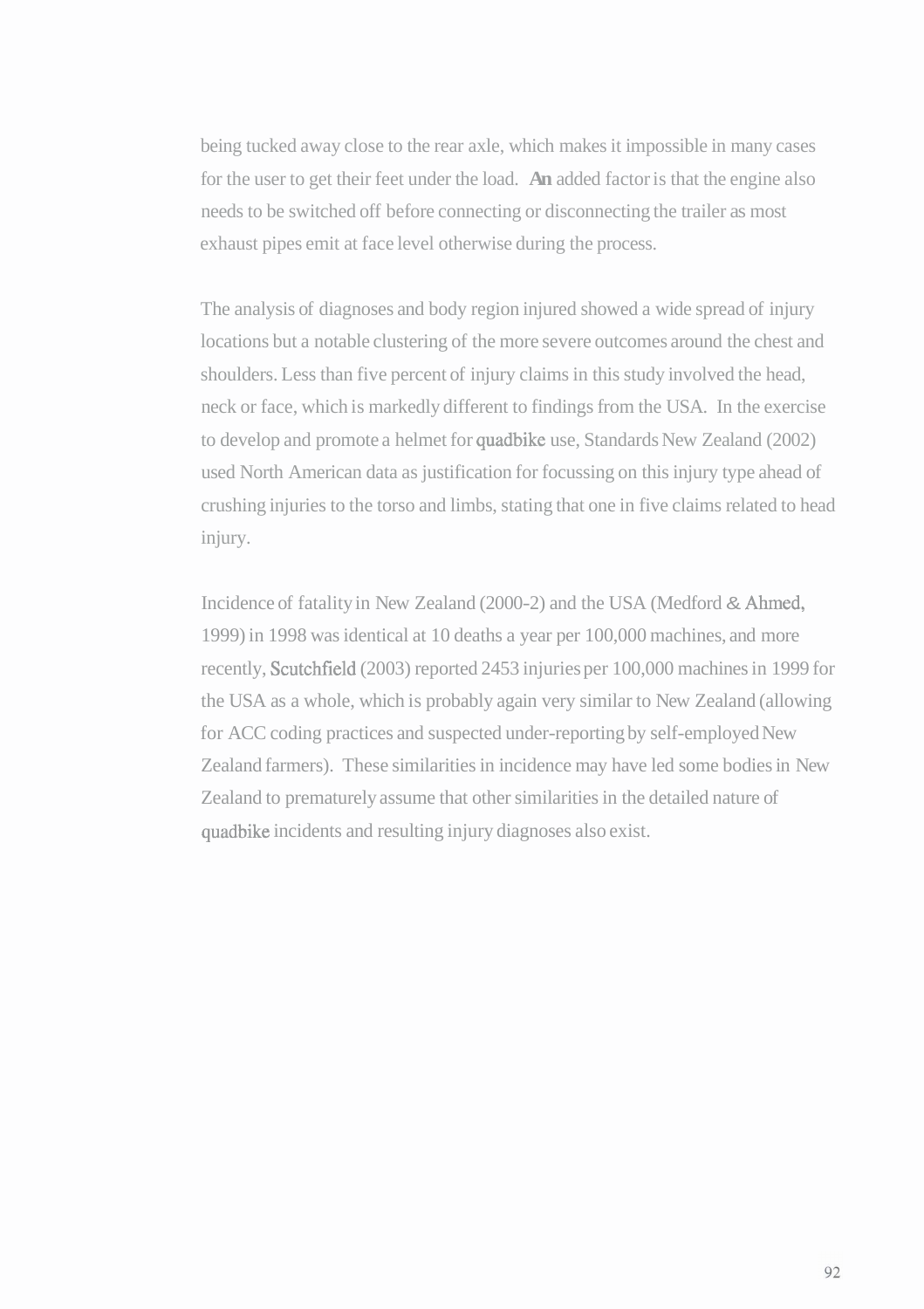being tucked away close to the rear axle, which makes it impossible in many cases for the user to get their feet under the load. An added factor is that the engine also needs to be switched off before connecting or disconnecting the trailer as most exhaust pipes emit at face level otherwise during the process.

The analysis of diagnoses and body region injured showed a wide spread of injury locations but a notable clustering of the more severe outcomes around the chest and shoulders. Less than five percent of injury claims in this study involved the head, neck or face, which is markedly different to findings from the USA. In the exercise to develop and promote a helmet for quadbike use, Standards New Zealand (2002) used North American data as justification for focussing on this injury type ahead of crushing injuries to the torso and limbs, stating that one in five claims related to head injury.

Incidence of fatality in New Zealand (2000-2) and the USA (Medford & Ahmed, 1999) in 1998 was identical at 10 deaths a year per 100,000 machines, and more recently, Scutchfield (2003) reported 2453 injuries per 100,000 machines in 1999 for the USA as a whole, which is probably again very similar to New Zealand (allowing for ACC coding practices and suspected under-reporting by self-employed New Zealand farmers). These similarities in incidence may have led some bodies in New Zealand to prematurely assume that other similarities in the detailed nature of quadbike incidents and resulting injury diagnoses also exist.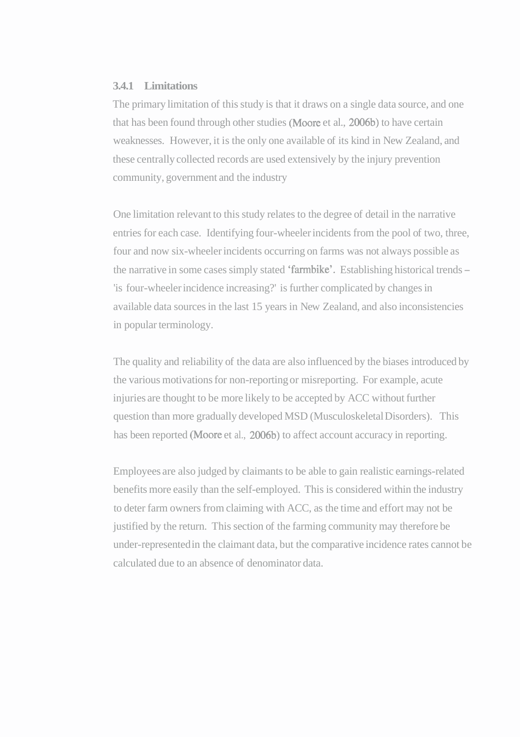### 3.4.1 Limitations

The primary limitation of this study is that it draws on a single data source, and one that has been found through other studies (Moore et al., 2006b) to have certain weaknesses. However, it is the only one available of its kind in New Zealand, and these centrally collected records are used extensively by the injury prevention community, government and the industry

One limitation relevant to this study relates to the degree of detail in the narrative entries for each case. Identifying four-wheeler incidents from the pool of two, three, four and now six-wheeler incidents occurring on farms was not always possible as the narrative in some cases simply stated 'farmbike'. Establishing historical trends – 'is four-wheeler incidence increasing?' is further complicated by changes in available data sources in the last 15 years in New Zealand, and also inconsistencies in popular terminology.

The quality and reliability of the data are also influenced by the biases introduced by the various motivations for non-reporting or misreporting. For example, acute injuries are thought to be more likely to be accepted by ACC without further question than more gradually developed MSD (Musculoskeletal Disorders). This has been reported (Moore et al., 2006b) to affect account accuracy in reporting.

Employees are also judged by claimants to be able to gain realistic earnings-related benefits more easily than the self-employed. This is considered within the industry to deter farm owners from claiming with ACC, as the time and effort may not be justified by the return. This section of the farming community may therefore be under-represented in the claimant data, but the comparative incidence rates cannot be calculated due to an absence of denominator data.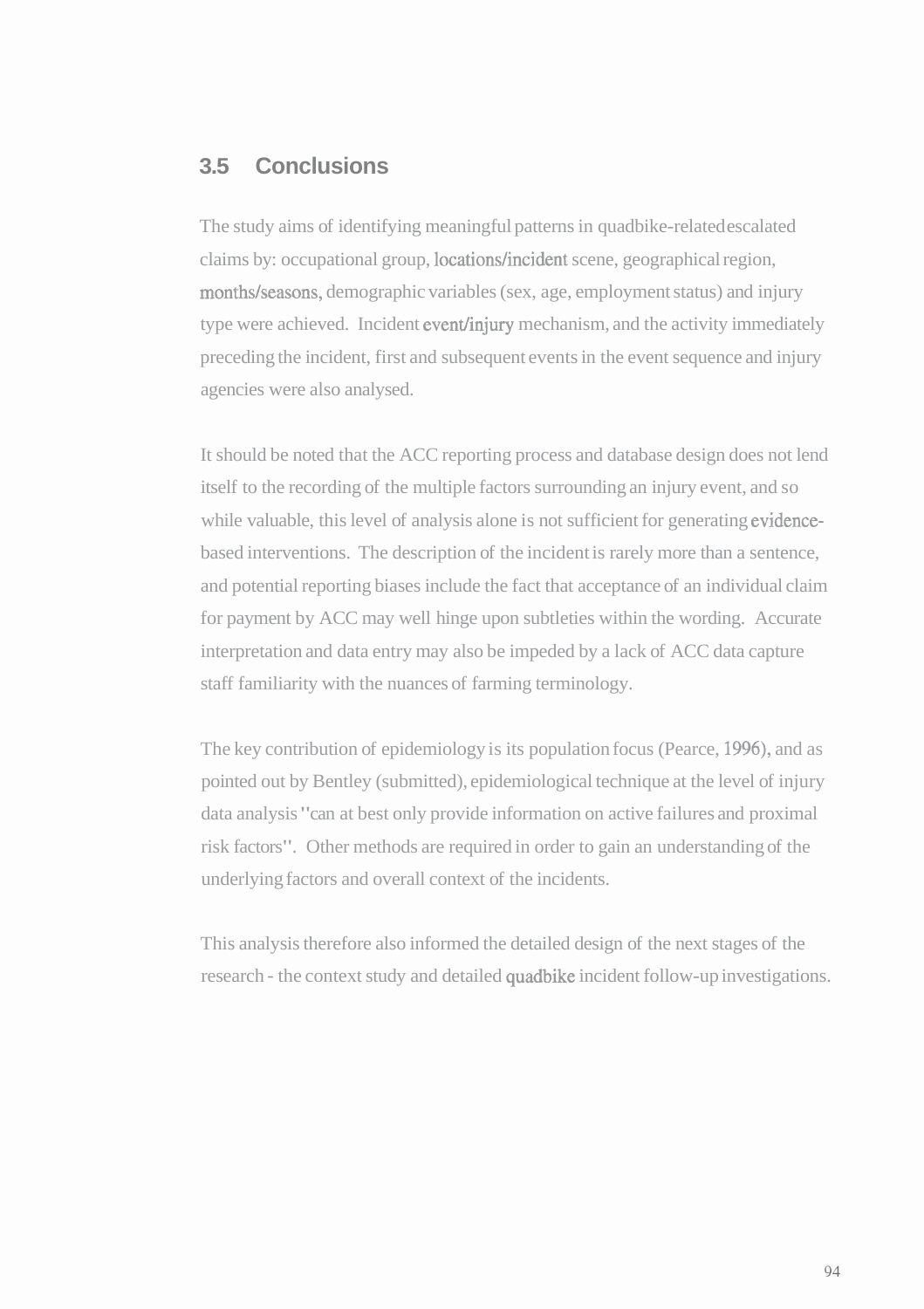## 3.5 Conclusions

The study aims of identifying meaningful patterns in quadbike-related escalated claims by: occupational group, locations/incident scene, geographical region, months/seasons, demographic variables (sex, age, employment status) and injury type were achieved. Incident event/injury mechanism, and the activity immediately preceding the incident, first and subsequent events in the event sequence and injury agencies were also analysed.

It should be noted that the ACC reporting process and database design does not lend itself to the recording of the multiple factors surrounding an injury event, and so while valuable, this level of analysis alone is not sufficient for generating evidence-based interventions. The description of the incident is rarely more than a sentence, and potential reporting biases include the fact that acceptance of an individual claim for payment by ACC may well hinge upon subtleties within the wording. Accurate interpretation and data entry may also be impeded by a lack of ACC data capture staff familiarity with the nuances of farming terminology.

The key contribution of epidemiology is its population focus (Pearce, 1996), and as pointed out by Bentley (submitted), epidemiological technique at the level of injury data analysis "can at best only provide information on active failures and proximal risk factors". Other methods are required in order to gain an understanding of the underlying factors and overall context of the incidents.

This analysis therefore also informed the detailed design of the next stages of the research - the context study and detailed quadbike incident follow-up investigations.